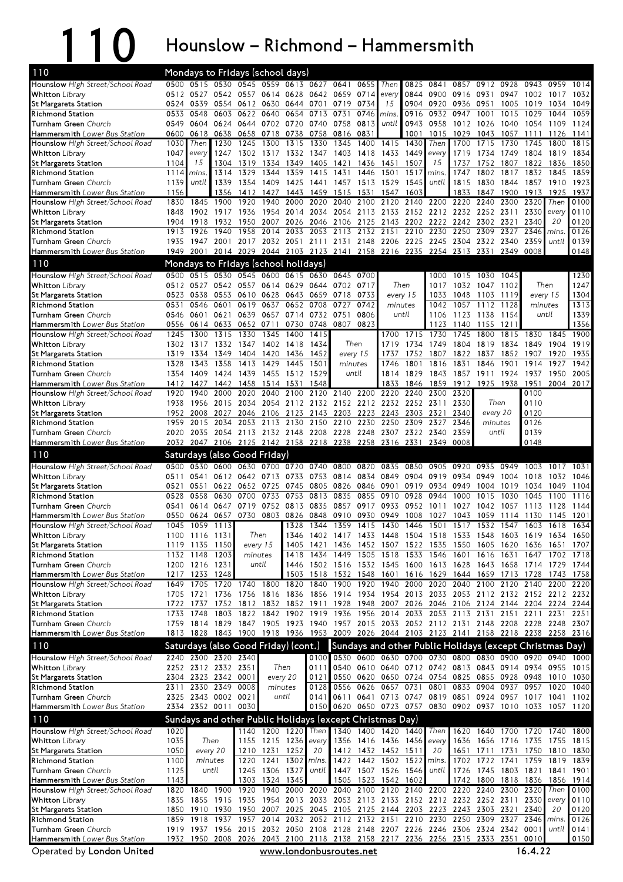# 110 Hounslow – Richmond – Hammersmith

## 110 Mondays to Fridays (school days)

| Stop | | | | | | | | | | | | | | | | | | |
|---|---|---|---|---|---|---|---|---|---|---|---|---|---|---|---|---|---|---|
| **Hounslow** *High Street/School Road* | 0500 | 0515 | 0530 | 0545 | 0559 | 0613 | 0627 | 0641 | 0655 | Then | 0825 | 0841 | 0857 | 0912 | 0928 | 0943 | 0959 | 1014 |
| **Whitton** *Library* | 0512 | 0527 | 0542 | 0557 | 0614 | 0628 | 0642 | 0659 | 0714 | every | 0844 | 0900 | 0916 | 0931 | 0947 | 1002 | 1017 | 1032 |
| **St Margarets Station** | 0524 | 0539 | 0554 | 0612 | 0630 | 0644 | 0701 | 0719 | 0734 | 15 | 0904 | 0920 | 0936 | 0951 | 1005 | 1019 | 1034 | 1049 |
| **Richmond Station** | 0533 | 0548 | 0603 | 0622 | 0640 | 0654 | 0713 | 0731 | 0746 | mins. | 0916 | 0932 | 0947 | 1001 | 1015 | 1029 | 1044 | 1059 |
| **Turnham Green** *Church* | 0549 | 0604 | 0624 | 0644 | 0702 | 0720 | 0740 | 0758 | 0813 | until | 0943 | 0958 | 1012 | 1026 | 1040 | 1054 | 1109 | 1124 |
| **Hammersmith** *Lower Bus Station* | 0600 | 0618 | 0638 | 0658 | 0718 | 0738 | 0758 | 0816 | 0831 | | 1001 | 1015 | 1029 | 1043 | 1057 | 1111 | 1126 | 1141 |

| Stop | | | | | | | | | | | | | | | | | | |
|---|---|---|---|---|---|---|---|---|---|---|---|---|---|---|---|---|---|---|
| **Hounslow** *High Street/School Road* | 1030 | Then | 1230 | 1245 | 1300 | 1315 | 1330 | 1345 | 1400 | 1415 | 1430 | Then | 1700 | 1715 | 1730 | 1745 | 1800 | 1815 |
| **Whitton** *Library* | 1047 | every | 1247 | 1302 | 1317 | 1332 | 1347 | 1403 | 1418 | 1433 | 1449 | every | 1719 | 1734 | 1749 | 1804 | 1819 | 1834 |
| **St Margarets Station** | 1104 | 15 | 1304 | 1319 | 1334 | 1349 | 1405 | 1421 | 1436 | 1451 | 1507 | 15 | 1737 | 1752 | 1807 | 1822 | 1836 | 1850 |
| **Richmond Station** | 1114 | mins. | 1314 | 1329 | 1344 | 1359 | 1415 | 1431 | 1446 | 1501 | 1517 | mins. | 1747 | 1802 | 1817 | 1832 | 1845 | 1859 |
| **Turnham Green** *Church* | 1139 | until | 1339 | 1354 | 1409 | 1425 | 1441 | 1457 | 1513 | 1529 | 1545 | until | 1815 | 1830 | 1844 | 1857 | 1910 | 1923 |
| **Hammersmith** *Lower Bus Station* | 1156 | | 1356 | 1412 | 1427 | 1443 | 1459 | 1515 | 1531 | 1547 | 1603 | | 1833 | 1847 | 1900 | 1913 | 1925 | 1937 |

| Stop | | | | | | | | | | | | | | | | | | |
|---|---|---|---|---|---|---|---|---|---|---|---|---|---|---|---|---|---|---|
| **Hounslow** *High Street/School Road* | 1830 | 1845 | 1900 | 1920 | 1940 | 2000 | 2020 | 2040 | 2100 | 2120 | 2140 | 2200 | 2220 | 2240 | 2300 | 2320 | Then | 0100 |
| **Whitton** *Library* | 1848 | 1902 | 1917 | 1936 | 1954 | 2014 | 2034 | 2054 | 2113 | 2133 | 2152 | 2212 | 2232 | 2252 | 2311 | 2330 | every | 0110 |
| **St Margarets Station** | 1904 | 1918 | 1932 | 1950 | 2007 | 2026 | 2046 | 2106 | 2125 | 2143 | 2202 | 2222 | 2242 | 2302 | 2321 | 2340 | 20 | 0120 |
| **Richmond Station** | 1913 | 1926 | 1940 | 1958 | 2014 | 2033 | 2053 | 2113 | 2132 | 2151 | 2210 | 2230 | 2250 | 2309 | 2327 | 2346 | mins. | 0126 |
| **Turnham Green** *Church* | 1935 | 1947 | 2001 | 2017 | 2032 | 2051 | 2111 | 2131 | 2148 | 2206 | 2225 | 2245 | 2304 | 2322 | 2340 | 2359 | until | 0139 |
| **Hammersmith** *Lower Bus Station* | 1949 | 2001 | 2014 | 2029 | 2044 | 2103 | 2123 | 2141 | 2158 | 2216 | 2235 | 2254 | 2313 | 2331 | 2349 | 0008 | | 0148 |

## 110 Mondays to Fridays (school holidays)

| Stop | | | | | | | | | | | | | | | | |
|---|---|---|---|---|---|---|---|---|---|---|---|---|---|---|---|---|
| **Hounslow** *High Street/School Road* | 0500 | 0515 | 0530 | 0545 | 0600 | 0615 | 0630 | 0645 | 0700 | | 1000 | 1015 | 1030 | 1045 | | 1230 |
| **Whitton** *Library* | 0512 | 0527 | 0542 | 0557 | 0614 | 0629 | 0644 | 0702 | 0717 | Then | 1017 | 1032 | 1047 | 1102 | Then | 1247 |
| **St Margarets Station** | 0523 | 0538 | 0553 | 0610 | 0628 | 0643 | 0659 | 0718 | 0733 | every 15 | 1033 | 1048 | 1103 | 1119 | every 15 | 1304 |
| **Richmond Station** | 0531 | 0546 | 0601 | 0619 | 0637 | 0652 | 0708 | 0727 | 0742 | minutes | 1042 | 1057 | 1112 | 1128 | minutes | 1313 |
| **Turnham Green** *Church* | 0546 | 0601 | 0621 | 0639 | 0657 | 0714 | 0732 | 0751 | 0806 | until | 1106 | 1123 | 1138 | 1154 | until | 1339 |
| **Hammersmith** *Lower Bus Station* | 0556 | 0614 | 0633 | 0652 | 0711 | 0730 | 0748 | 0807 | 0823 | | 1123 | 1140 | 1155 | 1211 | | 1356 |

| Stop | | | | | | | | | | | | | | | | | |
|---|---|---|---|---|---|---|---|---|---|---|---|---|---|---|---|---|---|
| **Hounslow** *High Street/School Road* | 1245 | 1300 | 1315 | 1330 | 1345 | 1400 | 1415 | | 1700 | 1715 | 1730 | 1745 | 1800 | 1815 | 1830 | 1845 | 1900 |
| **Whitton** *Library* | 1302 | 1317 | 1332 | 1347 | 1402 | 1418 | 1434 | Then | 1719 | 1734 | 1749 | 1804 | 1819 | 1834 | 1849 | 1904 | 1919 |
| **St Margarets Station** | 1319 | 1334 | 1349 | 1404 | 1420 | 1436 | 1452 | every 15 | 1737 | 1752 | 1807 | 1822 | 1837 | 1852 | 1907 | 1920 | 1935 |
| **Richmond Station** | 1328 | 1343 | 1358 | 1413 | 1429 | 1445 | 1501 | minutes | 1746 | 1801 | 1816 | 1831 | 1846 | 1901 | 1914 | 1927 | 1942 |
| **Turnham Green** *Church* | 1354 | 1409 | 1424 | 1439 | 1455 | 1512 | 1529 | until | 1814 | 1829 | 1843 | 1857 | 1911 | 1924 | 1937 | 1950 | 2005 |
| **Hammersmith** *Lower Bus Station* | 1412 | 1427 | 1442 | 1458 | 1514 | 1531 | 1548 | | 1833 | 1846 | 1859 | 1912 | 1925 | 1938 | 1951 | 2004 | 2017 |

| Stop | | | | | | | | | | | | | | | |
|---|---|---|---|---|---|---|---|---|---|---|---|---|---|---|---|
| **Hounslow** *High Street/School Road* | 1920 | 1940 | 2000 | 2020 | 2040 | 2100 | 2120 | 2140 | 2200 | 2220 | 2240 | 2300 | 2320 | | 0100 |
| **Whitton** *Library* | 1938 | 1956 | 2015 | 2034 | 2054 | 2112 | 2132 | 2152 | 2212 | 2232 | 2252 | 2311 | 2330 | Then | 0110 |
| **St Margarets Station** | 1952 | 2008 | 2027 | 2046 | 2106 | 2125 | 2143 | 2203 | 2223 | 2243 | 2303 | 2321 | 2340 | every 20 | 0120 |
| **Richmond Station** | 1959 | 2015 | 2034 | 2053 | 2113 | 2130 | 2150 | 2210 | 2230 | 2250 | 2309 | 2327 | 2346 | minutes | 0126 |
| **Turnham Green** *Church* | 2020 | 2035 | 2054 | 2113 | 2132 | 2148 | 2208 | 2228 | 2248 | 2307 | 2322 | 2340 | 2359 | until | 0139 |
| **Hammersmith** *Lower Bus Station* | 2032 | 2047 | 2106 | 2125 | 2142 | 2158 | 2218 | 2238 | 2258 | 2316 | 2331 | 2349 | 0008 | | 0148 |

## 110 Saturdays (also Good Friday)

| Stop | | | | | | | | | | | | | | | | | | |
|---|---|---|---|---|---|---|---|---|---|---|---|---|---|---|---|---|---|---|
| **Hounslow** *High Street/School Road* | 0500 | 0530 | 0600 | 0630 | 0700 | 0720 | 0740 | 0800 | 0820 | 0835 | 0850 | 0905 | 0920 | 0935 | 0949 | 1003 | 1017 | 1031 |
| **Whitton** *Library* | 0511 | 0541 | 0612 | 0642 | 0713 | 0733 | 0753 | 0814 | 0834 | 0849 | 0904 | 0919 | 0934 | 0949 | 1004 | 1018 | 1032 | 1046 |
| **St Margarets Station** | 0521 | 0551 | 0622 | 0652 | 0725 | 0745 | 0805 | 0826 | 0846 | 0901 | 0919 | 0934 | 0949 | 1004 | 1019 | 1034 | 1049 | 1104 |
| **Richmond Station** | 0528 | 0558 | 0630 | 0700 | 0733 | 0753 | 0813 | 0835 | 0855 | 0910 | 0928 | 0944 | 1000 | 1015 | 1030 | 1045 | 1100 | 1116 |
| **Turnham Green** *Church* | 0541 | 0614 | 0647 | 0719 | 0752 | 0813 | 0835 | 0857 | 0917 | 0933 | 0952 | 1011 | 1027 | 1042 | 1057 | 1113 | 1128 | 1144 |
| **Hammersmith** *Lower Bus Station* | 0550 | 0624 | 0657 | 0730 | 0803 | 0826 | 0848 | 0910 | 0930 | 0949 | 1008 | 1027 | 1043 | 1059 | 1114 | 1130 | 1145 | 1201 |

| Stop | | | | | | | | | | | | | | | | | |
|---|---|---|---|---|---|---|---|---|---|---|---|---|---|---|---|---|---|
| **Hounslow** *High Street/School Road* | 1045 | 1059 | 1113 | | 1328 | 1344 | 1359 | 1415 | 1430 | 1446 | 1501 | 1517 | 1532 | 1547 | 1603 | 1618 | 1634 |
| **Whitton** *Library* | 1100 | 1116 | 1131 | Then | 1346 | 1402 | 1417 | 1433 | 1448 | 1504 | 1518 | 1533 | 1548 | 1603 | 1619 | 1634 | 1650 |
| **St Margarets Station** | 1119 | 1135 | 1150 | every 15 | 1405 | 1421 | 1436 | 1452 | 1507 | 1522 | 1535 | 1550 | 1605 | 1620 | 1636 | 1651 | 1707 |
| **Richmond Station** | 1132 | 1148 | 1203 | minutes | 1418 | 1434 | 1449 | 1505 | 1518 | 1533 | 1546 | 1601 | 1616 | 1631 | 1647 | 1702 | 1718 |
| **Turnham Green** *Church* | 1200 | 1216 | 1231 | until | 1446 | 1502 | 1516 | 1532 | 1545 | 1600 | 1613 | 1628 | 1643 | 1658 | 1714 | 1729 | 1744 |
| **Hammersmith** *Lower Bus Station* | 1217 | 1233 | 1248 | | 1503 | 1518 | 1532 | 1548 | 1601 | 1616 | 1629 | 1644 | 1659 | 1713 | 1728 | 1743 | 1758 |

| Stop | | | | | | | | | | | | | | | | | | |
|---|---|---|---|---|---|---|---|---|---|---|---|---|---|---|---|---|---|---|
| **Hounslow** *High Street/School Road* | 1649 | 1705 | 1720 | 1740 | 1800 | 1820 | 1840 | 1900 | 1920 | 1940 | 2000 | 2020 | 2040 | 2100 | 2120 | 2140 | 2200 | 2220 |
| **Whitton** *Library* | 1705 | 1721 | 1736 | 1756 | 1816 | 1836 | 1856 | 1914 | 1934 | 1954 | 2013 | 2033 | 2053 | 2112 | 2132 | 2152 | 2212 | 2232 |
| **St Margarets Station** | 1722 | 1737 | 1752 | 1812 | 1832 | 1852 | 1911 | 1928 | 1948 | 2007 | 2026 | 2046 | 2106 | 2124 | 2144 | 2204 | 2224 | 2244 |
| **Richmond Station** | 1733 | 1748 | 1803 | 1822 | 1842 | 1902 | 1919 | 1936 | 1956 | 2014 | 2033 | 2053 | 2113 | 2131 | 2151 | 2211 | 2231 | 2251 |
| **Turnham Green** *Church* | 1759 | 1814 | 1829 | 1847 | 1905 | 1923 | 1940 | 1957 | 2015 | 2033 | 2052 | 2112 | 2131 | 2148 | 2208 | 2228 | 2248 | 2307 |
| **Hammersmith** *Lower Bus Station* | 1813 | 1828 | 1843 | 1900 | 1918 | 1936 | 1953 | 2009 | 2026 | 2044 | 2103 | 2123 | 2141 | 2158 | 2218 | 2238 | 2258 | 2316 |

## 110 Saturdays (also Good Friday) (cont.)

| Stop | | | | | | |
|---|---|---|---|---|---|---|
| **Hounslow** *High Street/School Road* | 2240 | 2300 | 2320 | 2340 | | 0100 |
| **Whitton** *Library* | 2252 | 2312 | 2332 | 2351 | Then | 0111 |
| **St Margarets Station** | 2304 | 2323 | 2342 | 0001 | every 20 | 0121 |
| **Richmond Station** | 2311 | 2330 | 2349 | 0008 | minutes | 0128 |
| **Turnham Green** *Church* | 2325 | 2343 | 0002 | 0021 | until | 0141 |
| **Hammersmith** *Lower Bus Station* | 2334 | 2352 | 0011 | 0030 | | 0150 |

## 110 Sundays and other Public Holidays (except Christmas Day)

| Stop | | | | | | | | | | | |
|---|---|---|---|---|---|---|---|---|---|---|---|
| **Hounslow** *High Street/School Road* | 0530 | 0600 | 0630 | 0700 | 0730 | 0800 | 0830 | 0900 | 0920 | 0940 | 1000 |
| **Whitton** *Library* | 0540 | 0610 | 0640 | 0712 | 0742 | 0813 | 0843 | 0914 | 0934 | 0955 | 1015 |
| **St Margarets Station** | 0550 | 0620 | 0650 | 0724 | 0754 | 0825 | 0855 | 0928 | 0948 | 1010 | 1030 |
| **Richmond Station** | 0556 | 0626 | 0657 | 0731 | 0801 | 0833 | 0904 | 0937 | 0957 | 1020 | 1040 |
| **Turnham Green** *Church* | 0611 | 0641 | 0713 | 0747 | 0819 | 0851 | 0924 | 0957 | 1017 | 1041 | 1102 |
| **Hammersmith** *Lower Bus Station* | 0620 | 0650 | 0723 | 0757 | 0830 | 0902 | 0937 | 1010 | 1033 | 1057 | 1120 |

| Stop | | | | | | | | | | | | | | | | | |
|---|---|---|---|---|---|---|---|---|---|---|---|---|---|---|---|---|---|
| **Hounslow** *High Street/School Road* | 1020 | | 1140 | 1200 | 1220 | Then | 1340 | 1400 | 1420 | 1440 | Then | 1620 | 1640 | 1700 | 1720 | 1740 | 1800 |
| **Whitton** *Library* | 1035 | Then | 1155 | 1215 | 1236 | every | 1356 | 1416 | 1436 | 1456 | every | 1636 | 1656 | 1716 | 1735 | 1755 | 1815 |
| **St Margarets Station** | 1050 | every 20 | 1210 | 1231 | 1252 | 20 | 1412 | 1432 | 1452 | 1511 | 20 | 1651 | 1711 | 1731 | 1750 | 1810 | 1830 |
| **Richmond Station** | 1100 | minutes | 1220 | 1241 | 1302 | mins. | 1422 | 1442 | 1502 | 1522 | mins. | 1702 | 1722 | 1741 | 1759 | 1819 | 1839 |
| **Turnham Green** *Church* | 1125 | until | 1245 | 1306 | 1327 | until | 1447 | 1507 | 1526 | 1546 | until | 1726 | 1745 | 1803 | 1821 | 1841 | 1901 |
| **Hammersmith** *Lower Bus Station* | 1143 | | 1303 | 1324 | 1345 | | 1505 | 1523 | 1542 | 1602 | | 1742 | 1800 | 1818 | 1836 | 1856 | 1914 |

| Stop | | | | | | | | | | | | | | | | | | |
|---|---|---|---|---|---|---|---|---|---|---|---|---|---|---|---|---|---|---|
| **Hounslow** *High Street/School Road* | 1820 | 1840 | 1900 | 1920 | 1940 | 2000 | 2020 | 2040 | 2100 | 2120 | 2140 | 2200 | 2220 | 2240 | 2300 | 2320 | Then | 0100 |
| **Whitton** *Library* | 1835 | 1855 | 1915 | 1935 | 1954 | 2013 | 2033 | 2053 | 2113 | 2133 | 2152 | 2212 | 2232 | 2252 | 2311 | 2330 | every | 0110 |
| **St Margarets Station** | 1850 | 1910 | 1930 | 1950 | 2007 | 2025 | 2045 | 2105 | 2125 | 2144 | 2203 | 2223 | 2243 | 2303 | 2321 | 2340 | 20 | 0120 |
| **Richmond Station** | 1859 | 1918 | 1937 | 1957 | 2014 | 2032 | 2052 | 2112 | 2132 | 2151 | 2210 | 2230 | 2250 | 2309 | 2327 | 2346 | mins. | 0126 |
| **Turnham Green** *Church* | 1919 | 1937 | 1956 | 2015 | 2032 | 2050 | 2108 | 2128 | 2148 | 2207 | 2226 | 2246 | 2306 | 2324 | 2342 | 0001 | until | 0141 |
| **Hammersmith** *Lower Bus Station* | 1932 | 1950 | 2008 | 2026 | 2043 | 2100 | 2118 | 2138 | 2158 | 2217 | 2236 | 2256 | 2315 | 2333 | 2351 | 0010 | | 0150 |

Operated by **London United** — www.londonbusroutes.net — 16.4.22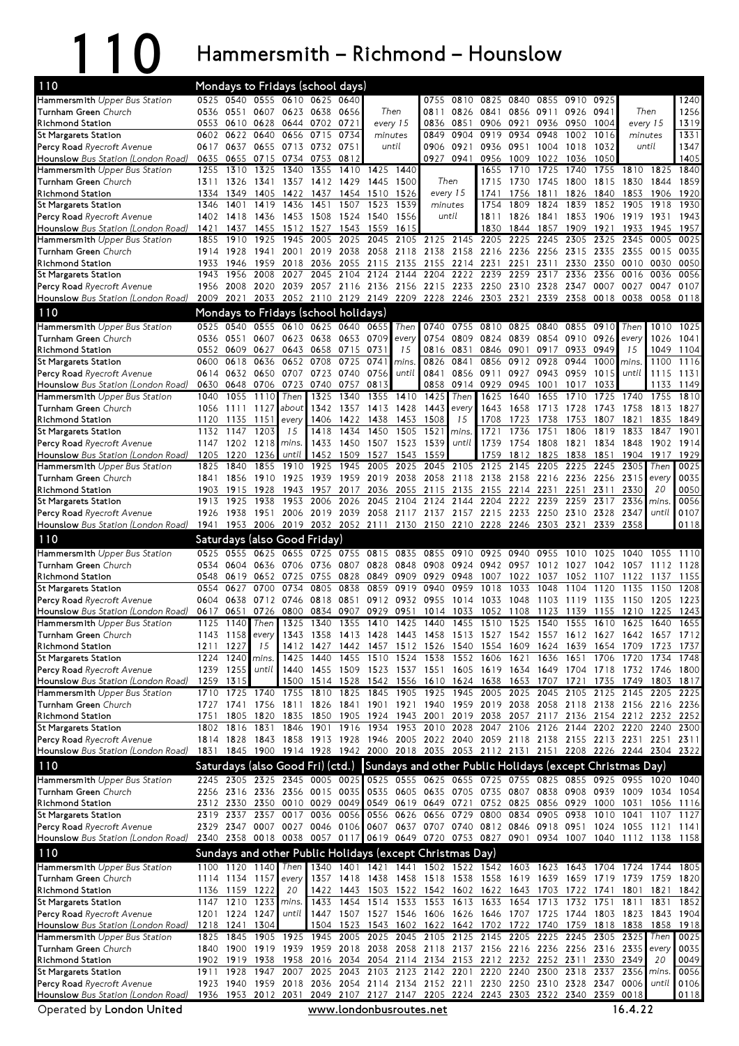# 110 Hammersmith – Richmond – Hounslow

## Mondays to Fridays (school days)

| | | | | | | | | | | | | | | | | |
|---|---|---|---|---|---|---|---|---|---|---|---|---|---|---|---|---|
| **Hammersmith** *Upper Bus Station* | 0525 | 0540 | 0555 | 0610 | 0625 | 0640 | | 0755 | 0810 | 0825 | 0840 | 0855 | 0910 | 0925 | | 1240 |
| **Turnham Green** *Church* | 0536 | 0551 | 0607 | 0623 | 0638 | 0656 | Then | 0811 | 0826 | 0841 | 0856 | 0911 | 0926 | 0941 | Then | 1256 |
| **Richmond Station** | 0553 | 0610 | 0628 | 0644 | 0702 | 0721 | every 15 | 0836 | 0851 | 0906 | 0921 | 0936 | 0950 | 1004 | every 15 | 1319 |
| **St Margarets Station** | 0602 | 0622 | 0640 | 0656 | 0715 | 0734 | minutes | 0849 | 0904 | 0919 | 0934 | 0948 | 1002 | 1016 | minutes | 1331 |
| **Percy Road** *Ryecroft Avenue* | 0617 | 0637 | 0655 | 0713 | 0732 | 0751 | until | 0906 | 0921 | 0936 | 0951 | 1004 | 1018 | 1032 | until | 1347 |
| **Hounslow** *Bus Station (London Road)* | 0635 | 0655 | 0715 | 0734 | 0753 | 0812 | | 0927 | 0941 | 0956 | 1009 | 1022 | 1036 | 1050 | | 1405 |

| | | | | | | | | | | | | | | | | | |
|---|---|---|---|---|---|---|---|---|---|---|---|---|---|---|---|---|---|
| **Hammersmith** *Upper Bus Station* | 1255 | 1310 | 1325 | 1340 | 1355 | 1410 | 1425 | 1440 | | 1655 | 1710 | 1725 | 1740 | 1755 | 1810 | 1825 | 1840 |
| **Turnham Green** *Church* | 1311 | 1326 | 1341 | 1357 | 1412 | 1429 | 1445 | 1500 | Then | 1715 | 1730 | 1745 | 1800 | 1815 | 1830 | 1844 | 1859 |
| **Richmond Station** | 1334 | 1349 | 1405 | 1422 | 1437 | 1454 | 1510 | 1526 | every 15 | 1741 | 1756 | 1811 | 1826 | 1840 | 1853 | 1906 | 1920 |
| **St Margarets Station** | 1346 | 1401 | 1419 | 1436 | 1451 | 1507 | 1523 | 1539 | minutes | 1754 | 1809 | 1824 | 1839 | 1852 | 1905 | 1918 | 1930 |
| **Percy Road** *Ryecroft Avenue* | 1402 | 1418 | 1436 | 1453 | 1508 | 1524 | 1540 | 1556 | until | 1811 | 1826 | 1841 | 1853 | 1906 | 1919 | 1931 | 1943 |
| **Hounslow** *Bus Station (London Road)* | 1421 | 1437 | 1455 | 1512 | 1527 | 1543 | 1559 | 1615 | | 1830 | 1844 | 1857 | 1909 | 1921 | 1933 | 1945 | 1957 |

| | | | | | | | | | | | | | | | | | | |
|---|---|---|---|---|---|---|---|---|---|---|---|---|---|---|---|---|---|---|
| **Hammersmith** *Upper Bus Station* | 1855 | 1910 | 1925 | 1945 | 2005 | 2025 | 2045 | 2105 | 2125 | 2145 | 2205 | 2225 | 2245 | 2305 | 2325 | 2345 | 0005 | 0025 |
| **Turnham Green** *Church* | 1914 | 1928 | 1941 | 2001 | 2019 | 2038 | 2058 | 2118 | 2138 | 2158 | 2216 | 2236 | 2256 | 2315 | 2335 | 2355 | 0015 | 0035 |
| **Richmond Station** | 1933 | 1946 | 1959 | 2018 | 2036 | 2055 | 2115 | 2135 | 2155 | 2214 | 2231 | 2251 | 2311 | 2330 | 2350 | 0010 | 0030 | 0050 |
| **St Margarets Station** | 1943 | 1956 | 2008 | 2027 | 2045 | 2104 | 2124 | 2144 | 2204 | 2222 | 2239 | 2259 | 2317 | 2336 | 2356 | 0016 | 0036 | 0056 |
| **Percy Road** *Ryecroft Avenue* | 1956 | 2008 | 2020 | 2039 | 2057 | 2116 | 2136 | 2156 | 2215 | 2233 | 2250 | 2310 | 2328 | 2347 | 0007 | 0027 | 0047 | 0107 |
| **Hounslow** *Bus Station (London Road)* | 2009 | 2021 | 2033 | 2052 | 2110 | 2129 | 2149 | 2209 | 2228 | 2246 | 2303 | 2321 | 2339 | 2358 | 0018 | 0038 | 0058 | 0118 |

## Mondays to Fridays (school holidays)

| | | | | | | | | | | | | | | | | | | |
|---|---|---|---|---|---|---|---|---|---|---|---|---|---|---|---|---|---|---|
| **Hammersmith** *Upper Bus Station* | 0525 | 0540 | 0555 | 0610 | 0625 | 0640 | 0655 | Then | 0740 | 0755 | 0810 | 0825 | 0840 | 0855 | 0910 | Then | 1010 | 1025 |
| **Turnham Green** *Church* | 0536 | 0551 | 0607 | 0623 | 0638 | 0653 | 0709 | every | 0754 | 0809 | 0824 | 0839 | 0854 | 0910 | 0926 | every | 1026 | 1041 |
| **Richmond Station** | 0552 | 0609 | 0627 | 0643 | 0658 | 0715 | 0731 | 15 | 0816 | 0831 | 0846 | 0901 | 0917 | 0933 | 0949 | 15 | 1049 | 1104 |
| **St Margarets Station** | 0600 | 0618 | 0636 | 0652 | 0708 | 0725 | 0741 | mins. | 0826 | 0841 | 0856 | 0912 | 0928 | 0944 | 1000 | mins. | 1100 | 1116 |
| **Percy Road** *Ryecroft Avenue* | 0614 | 0632 | 0650 | 0707 | 0723 | 0740 | 0756 | until | 0841 | 0856 | 0911 | 0927 | 0943 | 0959 | 1015 | until | 1115 | 1131 |
| **Hounslow** *Bus Station (London Road)* | 0630 | 0648 | 0706 | 0723 | 0740 | 0757 | 0813 | | 0858 | 0914 | 0929 | 0945 | 1001 | 1017 | 1033 | | 1133 | 1149 |

| | | | | | | | | | | | | | | | | | | |
|---|---|---|---|---|---|---|---|---|---|---|---|---|---|---|---|---|---|---|
| **Hammersmith** *Upper Bus Station* | 1040 | 1055 | 1110 | Then | 1325 | 1340 | 1355 | 1410 | 1425 | Then | 1625 | 1640 | 1655 | 1710 | 1725 | 1740 | 1755 | 1810 |
| **Turnham Green** *Church* | 1056 | 1111 | 1127 | about | 1342 | 1357 | 1413 | 1428 | 1443 | every | 1643 | 1658 | 1713 | 1728 | 1743 | 1758 | 1813 | 1827 |
| **Richmond Station** | 1120 | 1135 | 1151 | every | 1406 | 1422 | 1438 | 1453 | 1508 | 15 | 1708 | 1723 | 1738 | 1753 | 1807 | 1821 | 1835 | 1849 |
| **St Margarets Station** | 1132 | 1147 | 1203 | 15 | 1418 | 1434 | 1450 | 1505 | 1521 | mins. | 1721 | 1736 | 1751 | 1806 | 1819 | 1833 | 1847 | 1901 |
| **Percy Road** *Ryecroft Avenue* | 1147 | 1202 | 1218 | mins. | 1433 | 1450 | 1507 | 1523 | 1539 | until | 1739 | 1754 | 1808 | 1821 | 1834 | 1848 | 1902 | 1914 |
| **Hounslow** *Bus Station (London Road)* | 1205 | 1220 | 1236 | until | 1452 | 1509 | 1527 | 1543 | 1559 | | 1759 | 1812 | 1825 | 1838 | 1851 | 1904 | 1917 | 1929 |

| | | | | | | | | | | | | | | | | | | |
|---|---|---|---|---|---|---|---|---|---|---|---|---|---|---|---|---|---|---|
| **Hammersmith** *Upper Bus Station* | 1825 | 1840 | 1855 | 1910 | 1925 | 1945 | 2005 | 2025 | 2045 | 2105 | 2125 | 2145 | 2205 | 2225 | 2245 | 2305 | Then | 0025 |
| **Turnham Green** *Church* | 1841 | 1856 | 1910 | 1925 | 1939 | 1959 | 2019 | 2038 | 2058 | 2118 | 2138 | 2158 | 2216 | 2236 | 2256 | 2315 | every | 0035 |
| **Richmond Station** | 1903 | 1915 | 1928 | 1943 | 1957 | 2017 | 2036 | 2055 | 2115 | 2135 | 2155 | 2214 | 2231 | 2251 | 2311 | 2330 | 20 | 0050 |
| **St Margarets Station** | 1913 | 1925 | 1938 | 1953 | 2006 | 2026 | 2045 | 2104 | 2124 | 2144 | 2204 | 2222 | 2239 | 2259 | 2317 | 2336 | mins. | 0056 |
| **Percy Road** *Ryecroft Avenue* | 1926 | 1938 | 1951 | 2006 | 2019 | 2039 | 2058 | 2117 | 2137 | 2157 | 2215 | 2233 | 2250 | 2310 | 2328 | 2347 | until | 0107 |
| **Hounslow** *Bus Station (London Road)* | 1941 | 1953 | 2006 | 2019 | 2032 | 2052 | 2111 | 2130 | 2150 | 2210 | 2228 | 2246 | 2303 | 2321 | 2339 | 2358 | | 0118 |

## Saturdays (also Good Friday)

| | | | | | | | | | | | | | | | | | | |
|---|---|---|---|---|---|---|---|---|---|---|---|---|---|---|---|---|---|---|
| **Hammersmith** *Upper Bus Station* | 0525 | 0555 | 0625 | 0655 | 0725 | 0755 | 0815 | 0835 | 0855 | 0910 | 0925 | 0940 | 0955 | 1010 | 1025 | 1040 | 1055 | 1110 |
| **Turnham Green** *Church* | 0534 | 0604 | 0636 | 0706 | 0736 | 0807 | 0828 | 0848 | 0908 | 0924 | 0942 | 0957 | 1012 | 1027 | 1042 | 1057 | 1112 | 1128 |
| **Richmond Station** | 0548 | 0619 | 0652 | 0725 | 0755 | 0828 | 0849 | 0909 | 0929 | 0948 | 1007 | 1022 | 1037 | 1052 | 1107 | 1122 | 1137 | 1155 |
| **St Margarets Station** | 0554 | 0627 | 0700 | 0734 | 0805 | 0838 | 0859 | 0919 | 0940 | 0959 | 1018 | 1033 | 1048 | 1104 | 1120 | 1135 | 1150 | 1208 |
| **Percy Road** *Ryecroft Avenue* | 0604 | 0638 | 0712 | 0746 | 0818 | 0851 | 0912 | 0932 | 0955 | 1014 | 1033 | 1048 | 1103 | 1119 | 1135 | 1150 | 1205 | 1223 |
| **Hounslow** *Bus Station (London Road)* | 0617 | 0651 | 0726 | 0800 | 0834 | 0907 | 0929 | 0951 | 1014 | 1033 | 1052 | 1108 | 1123 | 1139 | 1155 | 1210 | 1225 | 1243 |

| | | | | | | | | | | | | | | | | | | |
|---|---|---|---|---|---|---|---|---|---|---|---|---|---|---|---|---|---|---|
| **Hammersmith** *Upper Bus Station* | 1125 | 1140 | Then | 1325 | 1340 | 1355 | 1410 | 1425 | 1440 | 1455 | 1510 | 1525 | 1540 | 1555 | 1610 | 1625 | 1640 | 1655 |
| **Turnham Green** *Church* | 1143 | 1158 | every | 1343 | 1358 | 1413 | 1428 | 1443 | 1458 | 1513 | 1527 | 1542 | 1557 | 1612 | 1627 | 1642 | 1657 | 1712 |
| **Richmond Station** | 1211 | 1227 | 15 | 1412 | 1427 | 1442 | 1457 | 1512 | 1526 | 1540 | 1554 | 1609 | 1624 | 1639 | 1654 | 1709 | 1723 | 1737 |
| **St Margarets Station** | 1224 | 1240 | mins. | 1425 | 1440 | 1455 | 1510 | 1524 | 1538 | 1552 | 1606 | 1621 | 1636 | 1651 | 1706 | 1720 | 1734 | 1748 |
| **Percy Road** *Ryecroft Avenue* | 1239 | 1255 | until | 1440 | 1455 | 1509 | 1523 | 1537 | 1551 | 1605 | 1619 | 1634 | 1649 | 1704 | 1718 | 1732 | 1746 | 1800 |
| **Hounslow** *Bus Station (London Road)* | 1259 | 1315 | | 1500 | 1514 | 1528 | 1542 | 1556 | 1610 | 1624 | 1638 | 1653 | 1707 | 1721 | 1735 | 1749 | 1803 | 1817 |

| | | | | | | | | | | | | | | | | | | |
|---|---|---|---|---|---|---|---|---|---|---|---|---|---|---|---|---|---|---|
| **Hammersmith** *Upper Bus Station* | 1710 | 1725 | 1740 | 1755 | 1810 | 1825 | 1845 | 1905 | 1925 | 1945 | 2005 | 2025 | 2045 | 2105 | 2125 | 2145 | 2205 | 2225 |
| **Turnham Green** *Church* | 1727 | 1741 | 1756 | 1811 | 1826 | 1841 | 1901 | 1921 | 1940 | 1959 | 2019 | 2038 | 2058 | 2118 | 2138 | 2156 | 2216 | 2236 |
| **Richmond Station** | 1751 | 1805 | 1820 | 1835 | 1850 | 1905 | 1924 | 1943 | 2001 | 2019 | 2038 | 2057 | 2117 | 2136 | 2154 | 2212 | 2232 | 2252 |
| **St Margarets Station** | 1802 | 1816 | 1831 | 1846 | 1901 | 1916 | 1934 | 1953 | 2010 | 2028 | 2047 | 2106 | 2126 | 2144 | 2202 | 2220 | 2240 | 2300 |
| **Percy Road** *Ryecroft Avenue* | 1814 | 1828 | 1843 | 1858 | 1913 | 1928 | 1946 | 2005 | 2022 | 2040 | 2059 | 2118 | 2138 | 2155 | 2213 | 2231 | 2251 | 2311 |
| **Hounslow** *Bus Station (London Road)* | 1831 | 1845 | 1900 | 1914 | 1928 | 1942 | 2000 | 2018 | 2035 | 2053 | 2112 | 2131 | 2151 | 2208 | 2226 | 2244 | 2304 | 2322 |

## Saturdays (also Good Fri) (ctd.) / Sundays and other Public Holidays (except Christmas Day)

| | Saturdays (also Good Fri) (ctd.) | | | | | | Sundays and other Public Holidays (except Christmas Day) | | | | | | | | | | | |
|---|---|---|---|---|---|---|---|---|---|---|---|---|---|---|---|---|---|---|
| **Hammersmith** *Upper Bus Station* | 2245 | 2305 | 2325 | 2345 | 0005 | 0025 | 0525 | 0555 | 0625 | 0655 | 0725 | 0755 | 0825 | 0855 | 0925 | 0955 | 1020 | 1040 |
| **Turnham Green** *Church* | 2256 | 2316 | 2336 | 2356 | 0015 | 0035 | 0535 | 0605 | 0635 | 0705 | 0735 | 0807 | 0838 | 0908 | 0939 | 1009 | 1034 | 1054 |
| **Richmond Station** | 2312 | 2330 | 2350 | 0010 | 0029 | 0049 | 0549 | 0619 | 0649 | 0721 | 0752 | 0825 | 0856 | 0929 | 1000 | 1031 | 1056 | 1116 |
| **St Margarets Station** | 2319 | 2337 | 2357 | 0017 | 0036 | 0056 | 0556 | 0626 | 0656 | 0729 | 0800 | 0834 | 0905 | 0938 | 1010 | 1041 | 1107 | 1127 |
| **Percy Road** *Ryecroft Avenue* | 2329 | 2347 | 0007 | 0027 | 0046 | 0106 | 0607 | 0637 | 0707 | 0740 | 0812 | 0846 | 0918 | 0951 | 1024 | 1055 | 1121 | 1141 |
| **Hounslow** *Bus Station (London Road)* | 2340 | 2358 | 0018 | 0038 | 0057 | 0117 | 0619 | 0649 | 0720 | 0753 | 0827 | 0901 | 0934 | 1007 | 1040 | 1112 | 1138 | 1158 |

## Sundays and other Public Holidays (except Christmas Day)

| | | | | | | | | | | | | | | | | | | |
|---|---|---|---|---|---|---|---|---|---|---|---|---|---|---|---|---|---|---|
| **Hammersmith** *Upper Bus Station* | 1100 | 1120 | 1140 | Then | 1340 | 1401 | 1421 | 1441 | 1502 | 1522 | 1542 | 1603 | 1623 | 1643 | 1704 | 1724 | 1744 | 1805 |
| **Turnham Green** *Church* | 1114 | 1134 | 1157 | every | 1357 | 1418 | 1438 | 1458 | 1518 | 1538 | 1558 | 1619 | 1639 | 1659 | 1719 | 1739 | 1759 | 1820 |
| **Richmond Station** | 1136 | 1159 | 1222 | 20 | 1422 | 1443 | 1503 | 1522 | 1542 | 1602 | 1622 | 1643 | 1703 | 1722 | 1741 | 1801 | 1821 | 1842 |
| **St Margarets Station** | 1147 | 1210 | 1233 | mins. | 1433 | 1454 | 1514 | 1533 | 1553 | 1613 | 1633 | 1654 | 1713 | 1732 | 1751 | 1811 | 1831 | 1852 |
| **Percy Road** *Ryecroft Avenue* | 1201 | 1224 | 1247 | until | 1447 | 1507 | 1527 | 1546 | 1606 | 1626 | 1646 | 1707 | 1725 | 1744 | 1803 | 1823 | 1843 | 1904 |
| **Hounslow** *Bus Station (London Road)* | 1218 | 1241 | 1304 | | 1504 | 1523 | 1543 | 1602 | 1622 | 1642 | 1702 | 1722 | 1740 | 1759 | 1818 | 1838 | 1858 | 1918 |

| | | | | | | | | | | | | | | | | | | |
|---|---|---|---|---|---|---|---|---|---|---|---|---|---|---|---|---|---|---|
| **Hammersmith** *Upper Bus Station* | 1825 | 1845 | 1905 | 1925 | 1945 | 2005 | 2025 | 2045 | 2105 | 2125 | 2145 | 2205 | 2225 | 2245 | 2305 | 2325 | Then | 0025 |
| **Turnham Green** *Church* | 1840 | 1900 | 1919 | 1939 | 1959 | 2018 | 2038 | 2058 | 2118 | 2137 | 2156 | 2216 | 2236 | 2256 | 2316 | 2335 | every | 0035 |
| **Richmond Station** | 1902 | 1919 | 1938 | 1958 | 2016 | 2034 | 2054 | 2114 | 2134 | 2153 | 2212 | 2232 | 2252 | 2311 | 2330 | 2349 | 20 | 0049 |
| **St Margarets Station** | 1911 | 1928 | 1947 | 2007 | 2025 | 2043 | 2103 | 2123 | 2142 | 2201 | 2220 | 2240 | 2300 | 2318 | 2337 | 2356 | mins. | 0056 |
| **Percy Road** *Ryecroft Avenue* | 1923 | 1940 | 1959 | 2018 | 2036 | 2054 | 2114 | 2134 | 2152 | 2211 | 2230 | 2250 | 2310 | 2328 | 2347 | 0006 | until | 0106 |
| **Hounslow** *Bus Station (London Road)* | 1936 | 1953 | 2012 | 2031 | 2049 | 2107 | 2127 | 2147 | 2205 | 2224 | 2243 | 2303 | 2322 | 2340 | 2359 | 0018 | | 0118 |

Operated by **London United** www.londonbusroutes.net 16.4.22